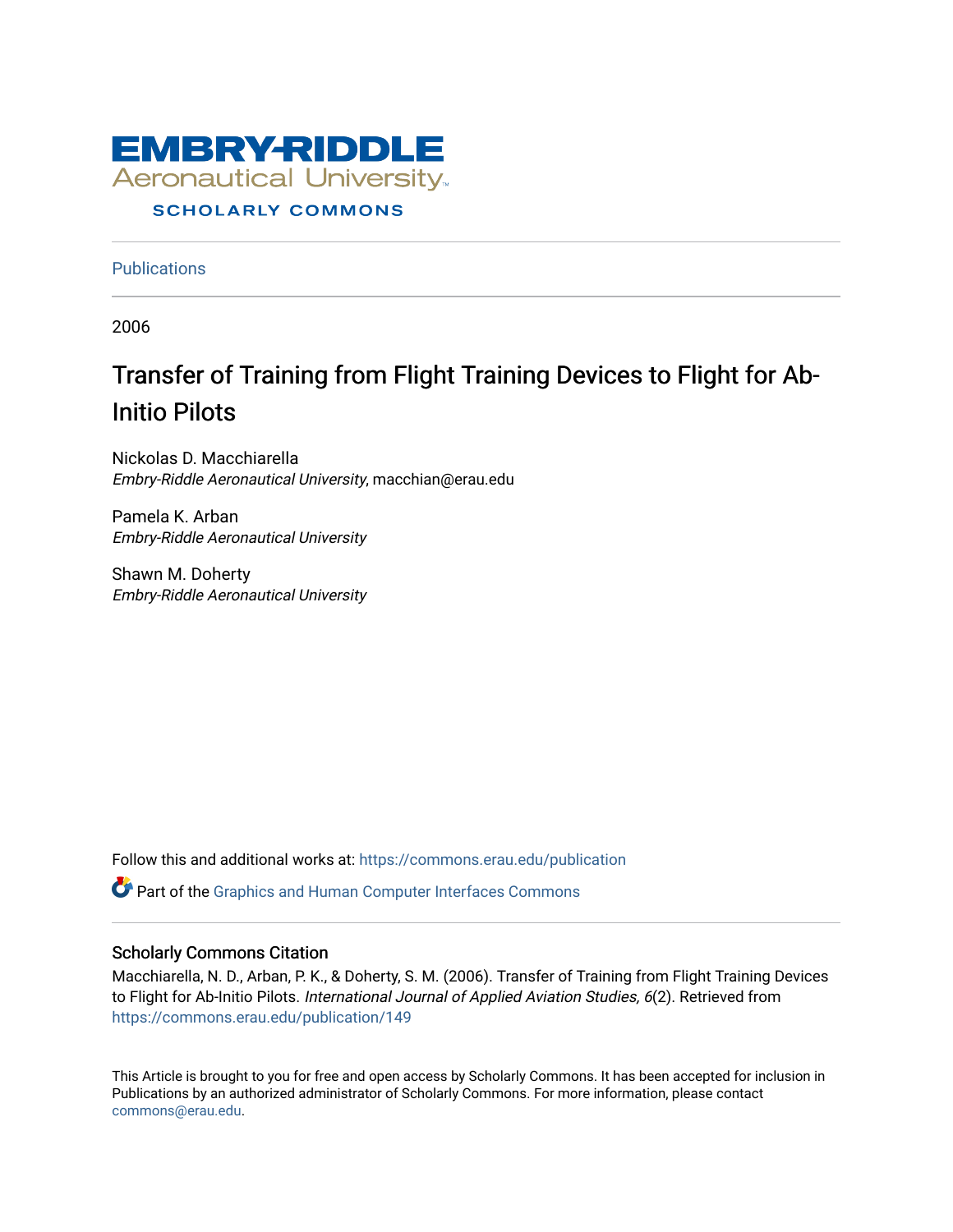Publications

2006

# Transfer of Training from Flight Training Devices to Flight for Ab-Initio Pilots

Nickolas D. Macchiarella
*Embry-Riddle Aeronautical University*, macchian@erau.edu

Pamela K. Arban
*Embry-Riddle Aeronautical University*

Shawn M. Doherty
*Embry-Riddle Aeronautical University*

Follow this and additional works at: https://commons.erau.edu/publication

Part of the Graphics and Human Computer Interfaces Commons

## Scholarly Commons Citation

Macchiarella, N. D., Arban, P. K., & Doherty, S. M. (2006). Transfer of Training from Flight Training Devices to Flight for Ab-Initio Pilots. *International Journal of Applied Aviation Studies, 6*(2). Retrieved from https://commons.erau.edu/publication/149

This Article is brought to you for free and open access by Scholarly Commons. It has been accepted for inclusion in Publications by an authorized administrator of Scholarly Commons. For more information, please contact commons@erau.edu.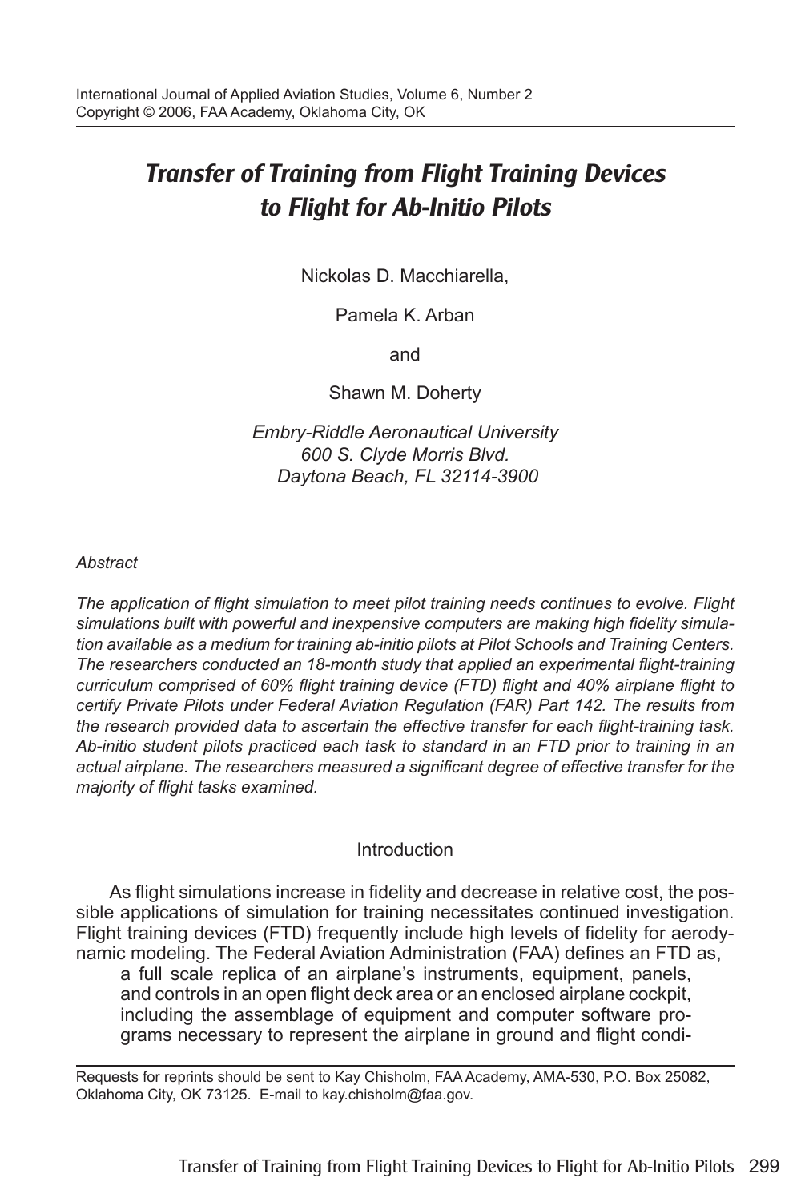# *Transfer of Training from Flight Training Devices to Flight for Ab-Initio Pilots*

Nickolas D. Macchiarella,

Pamela K. Arban

and

Shawn M. Doherty

*Embry-Riddle Aeronautical University*
*600 S. Clyde Morris Blvd.*
*Daytona Beach, FL 32114-3900*

*Abstract*

*The application of flight simulation to meet pilot training needs continues to evolve. Flight simulations built with powerful and inexpensive computers are making high fidelity simulation available as a medium for training ab-initio pilots at Pilot Schools and Training Centers. The researchers conducted an 18-month study that applied an experimental flight-training curriculum comprised of 60% flight training device (FTD) flight and 40% airplane flight to certify Private Pilots under Federal Aviation Regulation (FAR) Part 142. The results from the research provided data to ascertain the effective transfer for each flight-training task. Ab-initio student pilots practiced each task to standard in an FTD prior to training in an actual airplane. The researchers measured a significant degree of effective transfer for the majority of flight tasks examined.*

## Introduction

As flight simulations increase in fidelity and decrease in relative cost, the possible applications of simulation for training necessitates continued investigation. Flight training devices (FTD) frequently include high levels of fidelity for aerodynamic modeling. The Federal Aviation Administration (FAA) defines an FTD as,

> a full scale replica of an airplane's instruments, equipment, panels, and controls in an open flight deck area or an enclosed airplane cockpit, including the assemblage of equipment and computer software programs necessary to represent the airplane in ground and flight condi-

---

Requests for reprints should be sent to Kay Chisholm, FAA Academy, AMA-530, P.O. Box 25082, Oklahoma City, OK 73125. E-mail to kay.chisholm@faa.gov.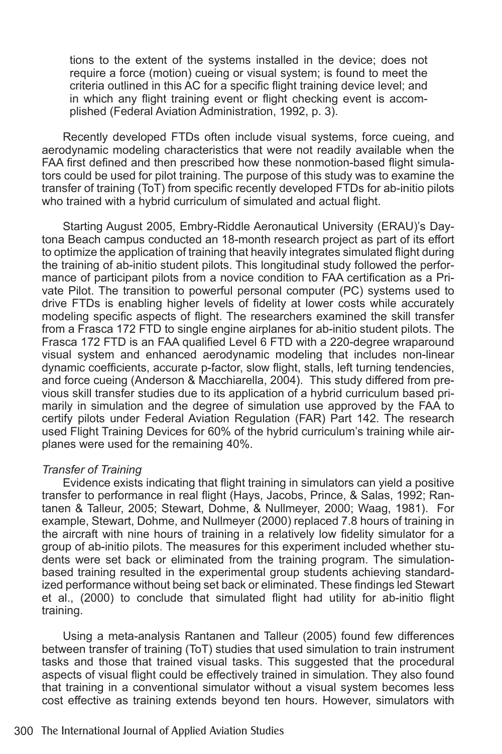tions to the extent of the systems installed in the device; does not require a force (motion) cueing or visual system; is found to meet the criteria outlined in this AC for a specific flight training device level; and in which any flight training event or flight checking event is accomplished (Federal Aviation Administration, 1992, p. 3).

Recently developed FTDs often include visual systems, force cueing, and aerodynamic modeling characteristics that were not readily available when the FAA first defined and then prescribed how these nonmotion-based flight simulators could be used for pilot training. The purpose of this study was to examine the transfer of training (ToT) from specific recently developed FTDs for ab-initio pilots who trained with a hybrid curriculum of simulated and actual flight.

Starting August 2005, Embry-Riddle Aeronautical University (ERAU)'s Daytona Beach campus conducted an 18-month research project as part of its effort to optimize the application of training that heavily integrates simulated flight during the training of ab-initio student pilots. This longitudinal study followed the performance of participant pilots from a novice condition to FAA certification as a Private Pilot. The transition to powerful personal computer (PC) systems used to drive FTDs is enabling higher levels of fidelity at lower costs while accurately modeling specific aspects of flight. The researchers examined the skill transfer from a Frasca 172 FTD to single engine airplanes for ab-initio student pilots. The Frasca 172 FTD is an FAA qualified Level 6 FTD with a 220-degree wraparound visual system and enhanced aerodynamic modeling that includes non-linear dynamic coefficients, accurate p-factor, slow flight, stalls, left turning tendencies, and force cueing (Anderson & Macchiarella, 2004). This study differed from previous skill transfer studies due to its application of a hybrid curriculum based primarily in simulation and the degree of simulation use approved by the FAA to certify pilots under Federal Aviation Regulation (FAR) Part 142. The research used Flight Training Devices for 60% of the hybrid curriculum's training while airplanes were used for the remaining 40%.

*Transfer of Training*

Evidence exists indicating that flight training in simulators can yield a positive transfer to performance in real flight (Hays, Jacobs, Prince, & Salas, 1992; Rantanen & Talleur, 2005; Stewart, Dohme, & Nullmeyer, 2000; Waag, 1981). For example, Stewart, Dohme, and Nullmeyer (2000) replaced 7.8 hours of training in the aircraft with nine hours of training in a relatively low fidelity simulator for a group of ab-initio pilots. The measures for this experiment included whether students were set back or eliminated from the training program. The simulation-based training resulted in the experimental group students achieving standardized performance without being set back or eliminated. These findings led Stewart et al., (2000) to conclude that simulated flight had utility for ab-initio flight training.

Using a meta-analysis Rantanen and Talleur (2005) found few differences between transfer of training (ToT) studies that used simulation to train instrument tasks and those that trained visual tasks. This suggested that the procedural aspects of visual flight could be effectively trained in simulation. They also found that training in a conventional simulator without a visual system becomes less cost effective as training extends beyond ten hours. However, simulators with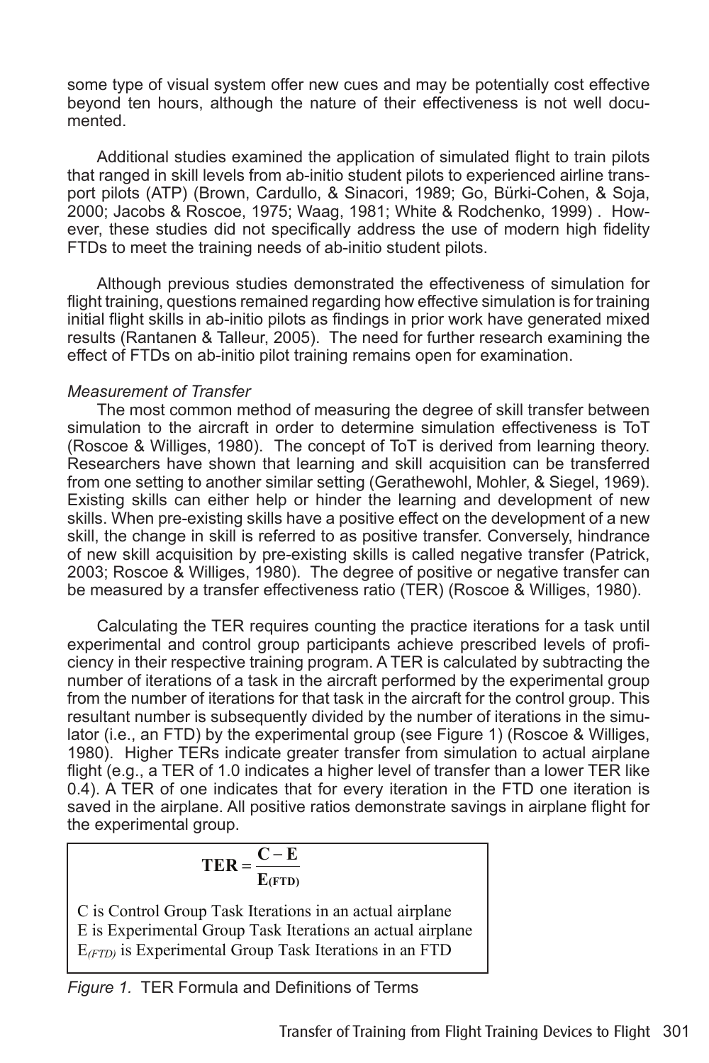some type of visual system offer new cues and may be potentially cost effective beyond ten hours, although the nature of their effectiveness is not well documented.

Additional studies examined the application of simulated flight to train pilots that ranged in skill levels from ab-initio student pilots to experienced airline transport pilots (ATP) (Brown, Cardullo, & Sinacori, 1989; Go, Bürki-Cohen, & Soja, 2000; Jacobs & Roscoe, 1975; Waag, 1981; White & Rodchenko, 1999) . However, these studies did not specifically address the use of modern high fidelity FTDs to meet the training needs of ab-initio student pilots.

Although previous studies demonstrated the effectiveness of simulation for flight training, questions remained regarding how effective simulation is for training initial flight skills in ab-initio pilots as findings in prior work have generated mixed results (Rantanen & Talleur, 2005). The need for further research examining the effect of FTDs on ab-initio pilot training remains open for examination.

*Measurement of Transfer*

The most common method of measuring the degree of skill transfer between simulation to the aircraft in order to determine simulation effectiveness is ToT (Roscoe & Williges, 1980). The concept of ToT is derived from learning theory. Researchers have shown that learning and skill acquisition can be transferred from one setting to another similar setting (Gerathewohl, Mohler, & Siegel, 1969). Existing skills can either help or hinder the learning and development of new skills. When pre-existing skills have a positive effect on the development of a new skill, the change in skill is referred to as positive transfer. Conversely, hindrance of new skill acquisition by pre-existing skills is called negative transfer (Patrick, 2003; Roscoe & Williges, 1980). The degree of positive or negative transfer can be measured by a transfer effectiveness ratio (TER) (Roscoe & Williges, 1980).

Calculating the TER requires counting the practice iterations for a task until experimental and control group participants achieve prescribed levels of proficiency in their respective training program. A TER is calculated by subtracting the number of iterations of a task in the aircraft performed by the experimental group from the number of iterations for that task in the aircraft for the control group. This resultant number is subsequently divided by the number of iterations in the simulator (i.e., an FTD) by the experimental group (see Figure 1) (Roscoe & Williges, 1980). Higher TERs indicate greater transfer from simulation to actual airplane flight (e.g., a TER of 1.0 indicates a higher level of transfer than a lower TER like 0.4). A TER of one indicates that for every iteration in the FTD one iteration is saved in the airplane. All positive ratios demonstrate savings in airplane flight for the experimental group.

$$\mathbf{TER} = \frac{\mathbf{C} - \mathbf{E}}{\mathbf{E}_{(\mathbf{FTD})}}$$

C is Control Group Task Iterations in an actual airplane
E is Experimental Group Task Iterations an actual airplane
$E_{(FTD)}$ is Experimental Group Task Iterations in an FTD

*Figure 1.* TER Formula and Definitions of Terms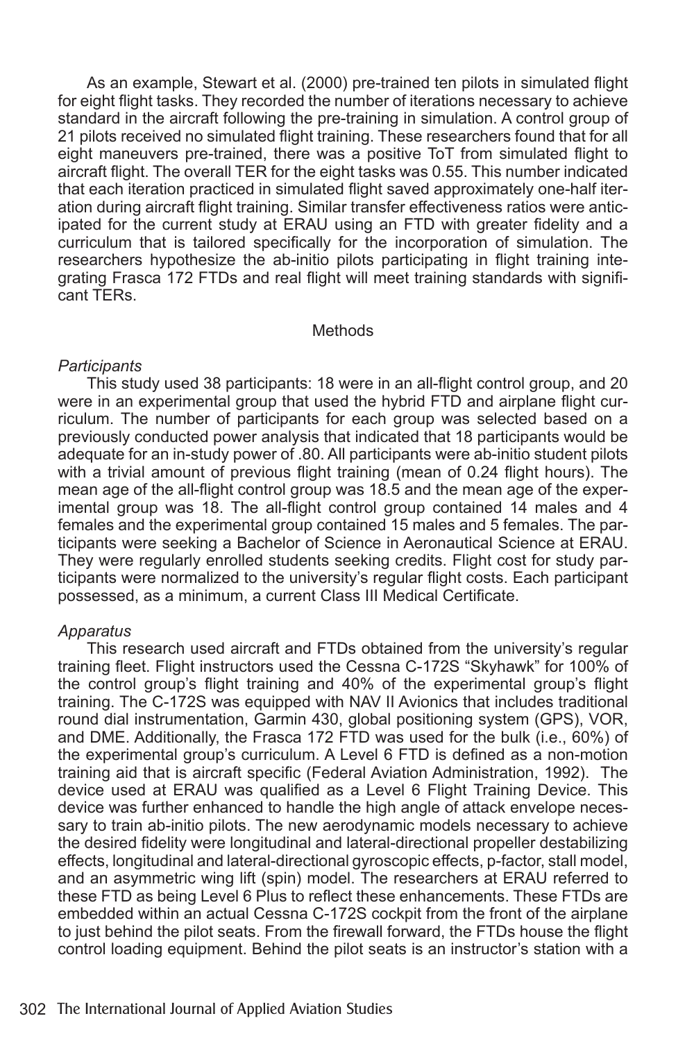As an example, Stewart et al. (2000) pre-trained ten pilots in simulated flight for eight flight tasks. They recorded the number of iterations necessary to achieve standard in the aircraft following the pre-training in simulation. A control group of 21 pilots received no simulated flight training. These researchers found that for all eight maneuvers pre-trained, there was a positive ToT from simulated flight to aircraft flight. The overall TER for the eight tasks was 0.55. This number indicated that each iteration practiced in simulated flight saved approximately one-half iteration during aircraft flight training. Similar transfer effectiveness ratios were anticipated for the current study at ERAU using an FTD with greater fidelity and a curriculum that is tailored specifically for the incorporation of simulation. The researchers hypothesize the ab-initio pilots participating in flight training integrating Frasca 172 FTDs and real flight will meet training standards with significant TERs.

## Methods

### *Participants*

This study used 38 participants: 18 were in an all-flight control group, and 20 were in an experimental group that used the hybrid FTD and airplane flight curriculum. The number of participants for each group was selected based on a previously conducted power analysis that indicated that 18 participants would be adequate for an in-study power of .80. All participants were ab-initio student pilots with a trivial amount of previous flight training (mean of 0.24 flight hours). The mean age of the all-flight control group was 18.5 and the mean age of the experimental group was 18. The all-flight control group contained 14 males and 4 females and the experimental group contained 15 males and 5 females. The participants were seeking a Bachelor of Science in Aeronautical Science at ERAU. They were regularly enrolled students seeking credits. Flight cost for study participants were normalized to the university's regular flight costs. Each participant possessed, as a minimum, a current Class III Medical Certificate.

### *Apparatus*

This research used aircraft and FTDs obtained from the university's regular training fleet. Flight instructors used the Cessna C-172S "Skyhawk" for 100% of the control group's flight training and 40% of the experimental group's flight training. The C-172S was equipped with NAV II Avionics that includes traditional round dial instrumentation, Garmin 430, global positioning system (GPS), VOR, and DME. Additionally, the Frasca 172 FTD was used for the bulk (i.e., 60%) of the experimental group's curriculum. A Level 6 FTD is defined as a non-motion training aid that is aircraft specific (Federal Aviation Administration, 1992). The device used at ERAU was qualified as a Level 6 Flight Training Device. This device was further enhanced to handle the high angle of attack envelope necessary to train ab-initio pilots. The new aerodynamic models necessary to achieve the desired fidelity were longitudinal and lateral-directional propeller destabilizing effects, longitudinal and lateral-directional gyroscopic effects, p-factor, stall model, and an asymmetric wing lift (spin) model. The researchers at ERAU referred to these FTD as being Level 6 Plus to reflect these enhancements. These FTDs are embedded within an actual Cessna C-172S cockpit from the front of the airplane to just behind the pilot seats. From the firewall forward, the FTDs house the flight control loading equipment. Behind the pilot seats is an instructor's station with a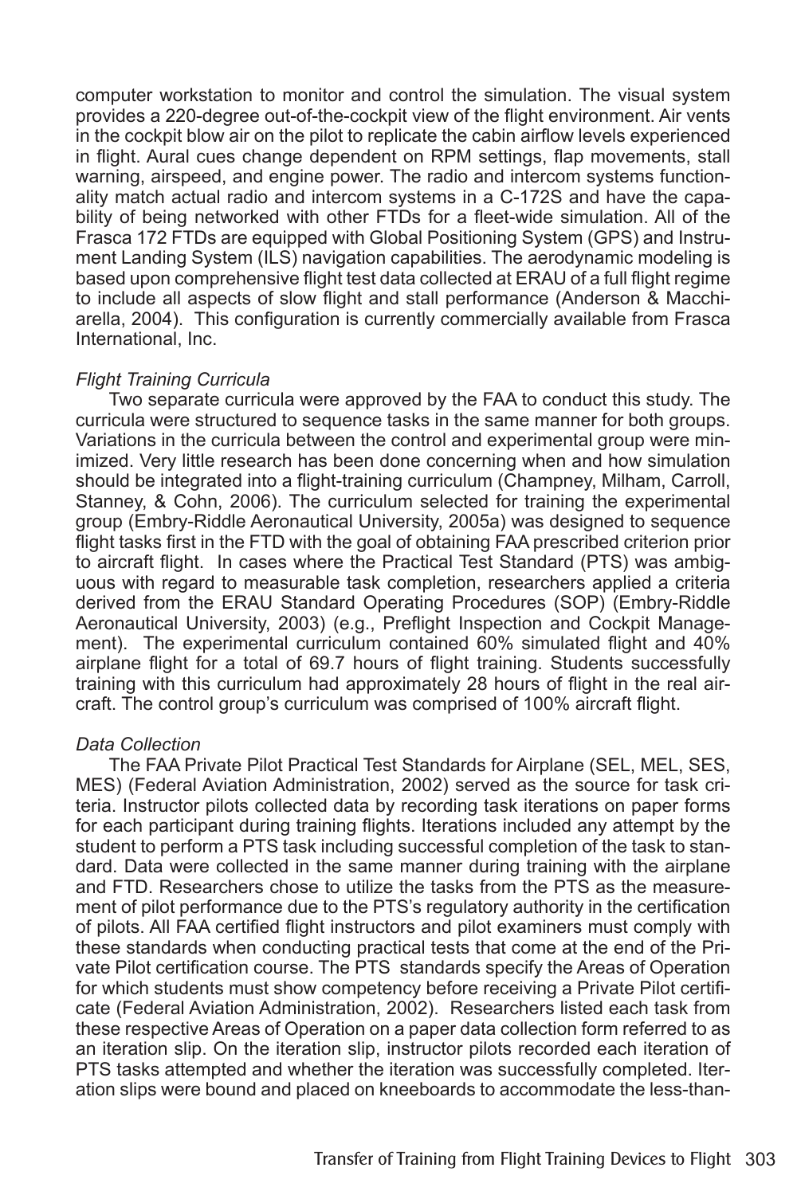computer workstation to monitor and control the simulation. The visual system provides a 220-degree out-of-the-cockpit view of the flight environment. Air vents in the cockpit blow air on the pilot to replicate the cabin airflow levels experienced in flight. Aural cues change dependent on RPM settings, flap movements, stall warning, airspeed, and engine power. The radio and intercom systems functionality match actual radio and intercom systems in a C-172S and have the capability of being networked with other FTDs for a fleet-wide simulation. All of the Frasca 172 FTDs are equipped with Global Positioning System (GPS) and Instrument Landing System (ILS) navigation capabilities. The aerodynamic modeling is based upon comprehensive flight test data collected at ERAU of a full flight regime to include all aspects of slow flight and stall performance (Anderson & Macchiarella, 2004). This configuration is currently commercially available from Frasca International, Inc.

*Flight Training Curricula*

Two separate curricula were approved by the FAA to conduct this study. The curricula were structured to sequence tasks in the same manner for both groups. Variations in the curricula between the control and experimental group were minimized. Very little research has been done concerning when and how simulation should be integrated into a flight-training curriculum (Champney, Milham, Carroll, Stanney, & Cohn, 2006). The curriculum selected for training the experimental group (Embry-Riddle Aeronautical University, 2005a) was designed to sequence flight tasks first in the FTD with the goal of obtaining FAA prescribed criterion prior to aircraft flight. In cases where the Practical Test Standard (PTS) was ambiguous with regard to measurable task completion, researchers applied a criteria derived from the ERAU Standard Operating Procedures (SOP) (Embry-Riddle Aeronautical University, 2003) (e.g., Preflight Inspection and Cockpit Management). The experimental curriculum contained 60% simulated flight and 40% airplane flight for a total of 69.7 hours of flight training. Students successfully training with this curriculum had approximately 28 hours of flight in the real aircraft. The control group's curriculum was comprised of 100% aircraft flight.

*Data Collection*

The FAA Private Pilot Practical Test Standards for Airplane (SEL, MEL, SES, MES) (Federal Aviation Administration, 2002) served as the source for task criteria. Instructor pilots collected data by recording task iterations on paper forms for each participant during training flights. Iterations included any attempt by the student to perform a PTS task including successful completion of the task to standard. Data were collected in the same manner during training with the airplane and FTD. Researchers chose to utilize the tasks from the PTS as the measurement of pilot performance due to the PTS's regulatory authority in the certification of pilots. All FAA certified flight instructors and pilot examiners must comply with these standards when conducting practical tests that come at the end of the Private Pilot certification course. The PTS standards specify the Areas of Operation for which students must show competency before receiving a Private Pilot certificate (Federal Aviation Administration, 2002). Researchers listed each task from these respective Areas of Operation on a paper data collection form referred to as an iteration slip. On the iteration slip, instructor pilots recorded each iteration of PTS tasks attempted and whether the iteration was successfully completed. Iteration slips were bound and placed on kneeboards to accommodate the less-than-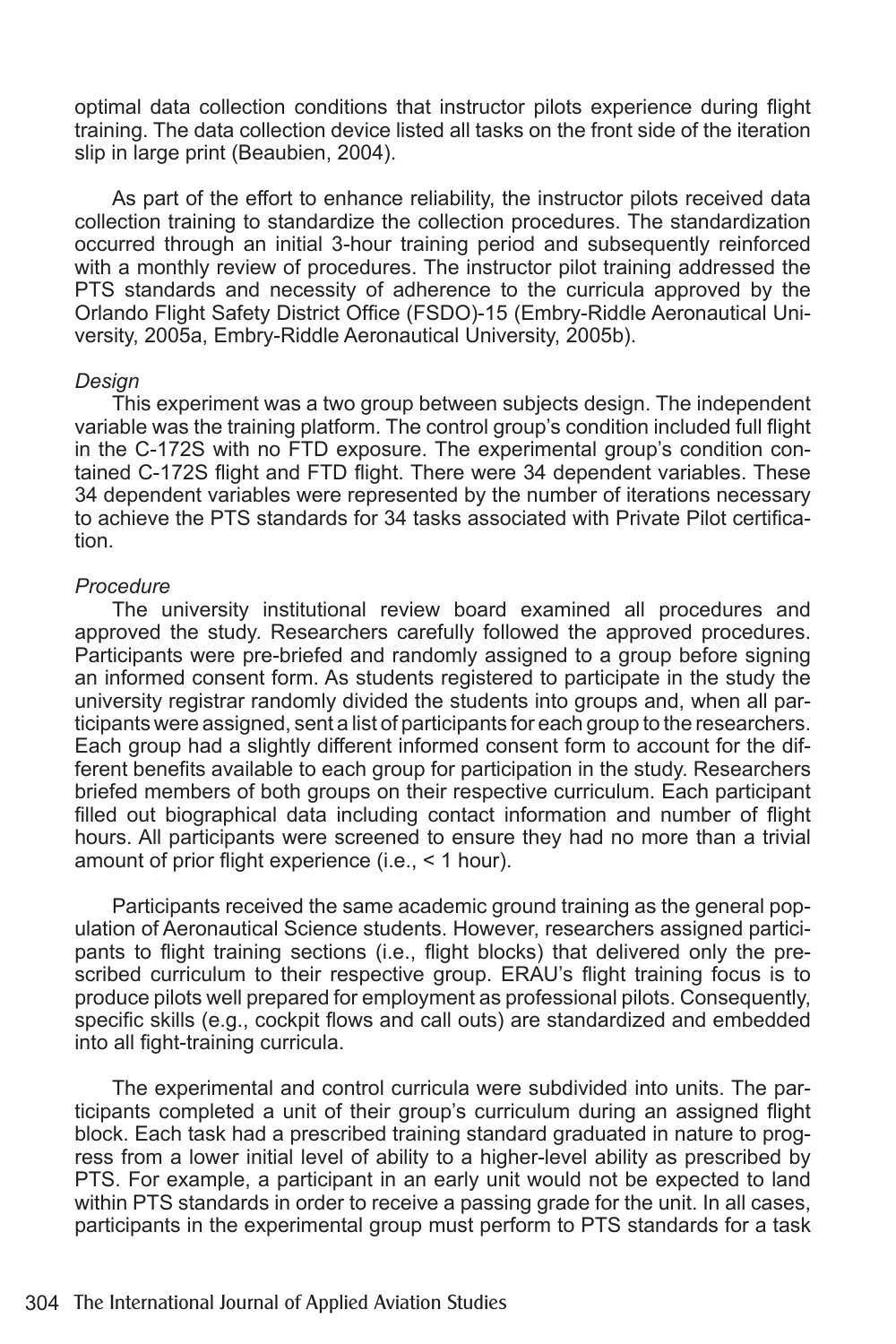optimal data collection conditions that instructor pilots experience during flight training. The data collection device listed all tasks on the front side of the iteration slip in large print (Beaubien, 2004).

As part of the effort to enhance reliability, the instructor pilots received data collection training to standardize the collection procedures. The standardization occurred through an initial 3-hour training period and subsequently reinforced with a monthly review of procedures. The instructor pilot training addressed the PTS standards and necessity of adherence to the curricula approved by the Orlando Flight Safety District Office (FSDO)-15 (Embry-Riddle Aeronautical University, 2005a, Embry-Riddle Aeronautical University, 2005b).

*Design*

This experiment was a two group between subjects design. The independent variable was the training platform. The control group's condition included full flight in the C-172S with no FTD exposure. The experimental group's condition contained C-172S flight and FTD flight. There were 34 dependent variables. These 34 dependent variables were represented by the number of iterations necessary to achieve the PTS standards for 34 tasks associated with Private Pilot certification.

*Procedure*

The university institutional review board examined all procedures and approved the study. Researchers carefully followed the approved procedures. Participants were pre-briefed and randomly assigned to a group before signing an informed consent form. As students registered to participate in the study the university registrar randomly divided the students into groups and, when all participants were assigned, sent a list of participants for each group to the researchers. Each group had a slightly different informed consent form to account for the different benefits available to each group for participation in the study. Researchers briefed members of both groups on their respective curriculum. Each participant filled out biographical data including contact information and number of flight hours. All participants were screened to ensure they had no more than a trivial amount of prior flight experience (i.e., < 1 hour).

Participants received the same academic ground training as the general population of Aeronautical Science students. However, researchers assigned participants to flight training sections (i.e., flight blocks) that delivered only the prescribed curriculum to their respective group. ERAU's flight training focus is to produce pilots well prepared for employment as professional pilots. Consequently, specific skills (e.g., cockpit flows and call outs) are standardized and embedded into all fight-training curricula.

The experimental and control curricula were subdivided into units. The participants completed a unit of their group's curriculum during an assigned flight block. Each task had a prescribed training standard graduated in nature to progress from a lower initial level of ability to a higher-level ability as prescribed by PTS. For example, a participant in an early unit would not be expected to land within PTS standards in order to receive a passing grade for the unit. In all cases, participants in the experimental group must perform to PTS standards for a task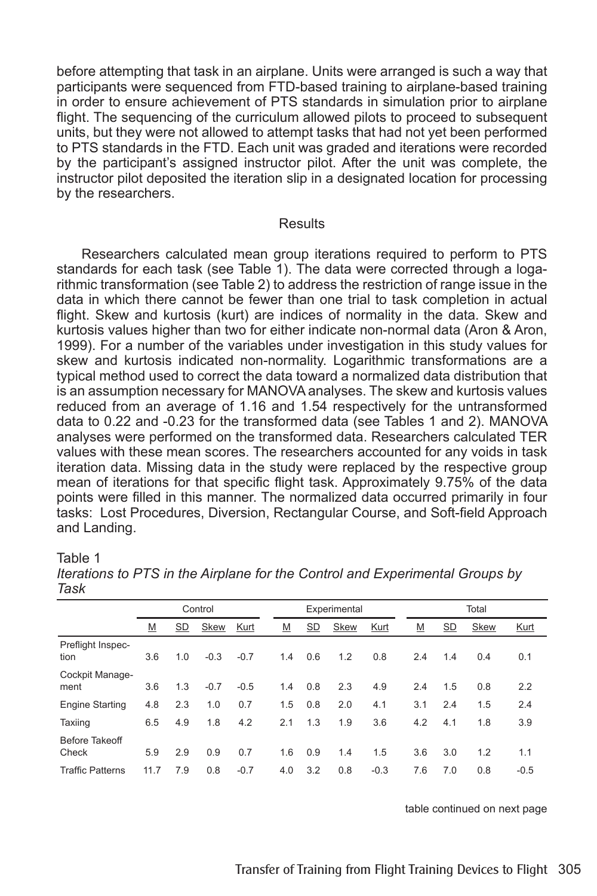before attempting that task in an airplane. Units were arranged is such a way that participants were sequenced from FTD-based training to airplane-based training in order to ensure achievement of PTS standards in simulation prior to airplane flight. The sequencing of the curriculum allowed pilots to proceed to subsequent units, but they were not allowed to attempt tasks that had not yet been performed to PTS standards in the FTD. Each unit was graded and iterations were recorded by the participant's assigned instructor pilot. After the unit was complete, the instructor pilot deposited the iteration slip in a designated location for processing by the researchers.

## Results

Researchers calculated mean group iterations required to perform to PTS standards for each task (see Table 1). The data were corrected through a logarithmic transformation (see Table 2) to address the restriction of range issue in the data in which there cannot be fewer than one trial to task completion in actual flight. Skew and kurtosis (kurt) are indices of normality in the data. Skew and kurtosis values higher than two for either indicate non-normal data (Aron & Aron, 1999). For a number of the variables under investigation in this study values for skew and kurtosis indicated non-normality. Logarithmic transformations are a typical method used to correct the data toward a normalized data distribution that is an assumption necessary for MANOVA analyses. The skew and kurtosis values reduced from an average of 1.16 and 1.54 respectively for the untransformed data to 0.22 and -0.23 for the transformed data (see Tables 1 and 2). MANOVA analyses were performed on the transformed data. Researchers calculated TER values with these mean scores. The researchers accounted for any voids in task iteration data. Missing data in the study were replaced by the respective group mean of iterations for that specific flight task. Approximately 9.75% of the data points were filled in this manner. The normalized data occurred primarily in four tasks: Lost Procedures, Diversion, Rectangular Course, and Soft-field Approach and Landing.

Table 1
*Iterations to PTS in the Airplane for the Control and Experimental Groups by Task*

| | Control | | | | Experimental | | | | Total | | | |
|---|---|---|---|---|---|---|---|---|---|---|---|---|
| | M | SD | Skew | Kurt | M | SD | Skew | Kurt | M | SD | Skew | Kurt |
| Preflight Inspection | 3.6 | 1.0 | -0.3 | -0.7 | 1.4 | 0.6 | 1.2 | 0.8 | 2.4 | 1.4 | 0.4 | 0.1 |
| Cockpit Management | 3.6 | 1.3 | -0.7 | -0.5 | 1.4 | 0.8 | 2.3 | 4.9 | 2.4 | 1.5 | 0.8 | 2.2 |
| Engine Starting | 4.8 | 2.3 | 1.0 | 0.7 | 1.5 | 0.8 | 2.0 | 4.1 | 3.1 | 2.4 | 1.5 | 2.4 |
| Taxiing | 6.5 | 4.9 | 1.8 | 4.2 | 2.1 | 1.3 | 1.9 | 3.6 | 4.2 | 4.1 | 1.8 | 3.9 |
| Before Takeoff Check | 5.9 | 2.9 | 0.9 | 0.7 | 1.6 | 0.9 | 1.4 | 1.5 | 3.6 | 3.0 | 1.2 | 1.1 |
| Traffic Patterns | 11.7 | 7.9 | 0.8 | -0.7 | 4.0 | 3.2 | 0.8 | -0.3 | 7.6 | 7.0 | 0.8 | -0.5 |

table continued on next page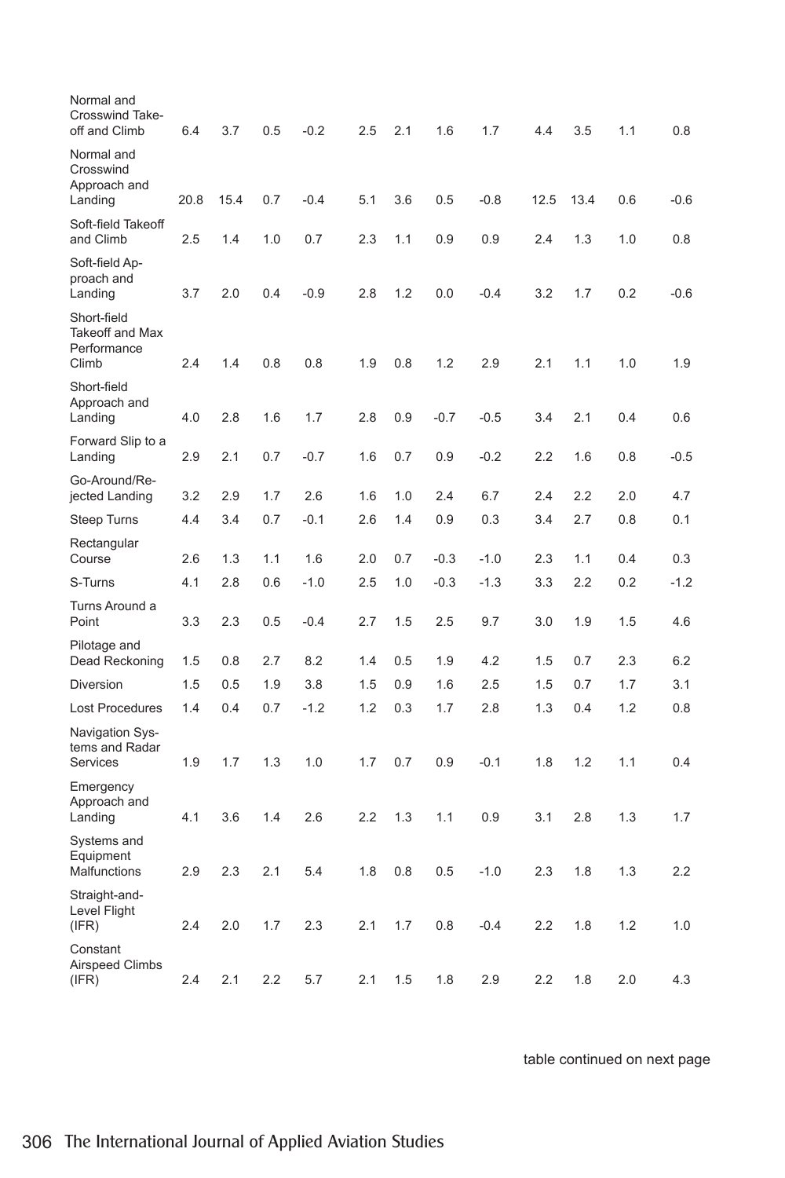| | | | | | | | | | | | | |
|---|---|---|---|---|---|---|---|---|---|---|---|---|
| Normal and Crosswind Take-off and Climb | 6.4 | 3.7 | 0.5 | -0.2 | 2.5 | 2.1 | 1.6 | 1.7 | 4.4 | 3.5 | 1.1 | 0.8 |
| Normal and Crosswind Approach and Landing | 20.8 | 15.4 | 0.7 | -0.4 | 5.1 | 3.6 | 0.5 | -0.8 | 12.5 | 13.4 | 0.6 | -0.6 |
| Soft-field Takeoff and Climb | 2.5 | 1.4 | 1.0 | 0.7 | 2.3 | 1.1 | 0.9 | 0.9 | 2.4 | 1.3 | 1.0 | 0.8 |
| Soft-field Approach and Landing | 3.7 | 2.0 | 0.4 | -0.9 | 2.8 | 1.2 | 0.0 | -0.4 | 3.2 | 1.7 | 0.2 | -0.6 |
| Short-field Takeoff and Max Performance Climb | 2.4 | 1.4 | 0.8 | 0.8 | 1.9 | 0.8 | 1.2 | 2.9 | 2.1 | 1.1 | 1.0 | 1.9 |
| Short-field Approach and Landing | 4.0 | 2.8 | 1.6 | 1.7 | 2.8 | 0.9 | -0.7 | -0.5 | 3.4 | 2.1 | 0.4 | 0.6 |
| Forward Slip to a Landing | 2.9 | 2.1 | 0.7 | -0.7 | 1.6 | 0.7 | 0.9 | -0.2 | 2.2 | 1.6 | 0.8 | -0.5 |
| Go-Around/Rejected Landing | 3.2 | 2.9 | 1.7 | 2.6 | 1.6 | 1.0 | 2.4 | 6.7 | 2.4 | 2.2 | 2.0 | 4.7 |
| Steep Turns | 4.4 | 3.4 | 0.7 | -0.1 | 2.6 | 1.4 | 0.9 | 0.3 | 3.4 | 2.7 | 0.8 | 0.1 |
| Rectangular Course | 2.6 | 1.3 | 1.1 | 1.6 | 2.0 | 0.7 | -0.3 | -1.0 | 2.3 | 1.1 | 0.4 | 0.3 |
| S-Turns | 4.1 | 2.8 | 0.6 | -1.0 | 2.5 | 1.0 | -0.3 | -1.3 | 3.3 | 2.2 | 0.2 | -1.2 |
| Turns Around a Point | 3.3 | 2.3 | 0.5 | -0.4 | 2.7 | 1.5 | 2.5 | 9.7 | 3.0 | 1.9 | 1.5 | 4.6 |
| Pilotage and Dead Reckoning | 1.5 | 0.8 | 2.7 | 8.2 | 1.4 | 0.5 | 1.9 | 4.2 | 1.5 | 0.7 | 2.3 | 6.2 |
| Diversion | 1.5 | 0.5 | 1.9 | 3.8 | 1.5 | 0.9 | 1.6 | 2.5 | 1.5 | 0.7 | 1.7 | 3.1 |
| Lost Procedures | 1.4 | 0.4 | 0.7 | -1.2 | 1.2 | 0.3 | 1.7 | 2.8 | 1.3 | 0.4 | 1.2 | 0.8 |
| Navigation Systems and Radar Services | 1.9 | 1.7 | 1.3 | 1.0 | 1.7 | 0.7 | 0.9 | -0.1 | 1.8 | 1.2 | 1.1 | 0.4 |
| Emergency Approach and Landing | 4.1 | 3.6 | 1.4 | 2.6 | 2.2 | 1.3 | 1.1 | 0.9 | 3.1 | 2.8 | 1.3 | 1.7 |
| Systems and Equipment Malfunctions | 2.9 | 2.3 | 2.1 | 5.4 | 1.8 | 0.8 | 0.5 | -1.0 | 2.3 | 1.8 | 1.3 | 2.2 |
| Straight-and-Level Flight (IFR) | 2.4 | 2.0 | 1.7 | 2.3 | 2.1 | 1.7 | 0.8 | -0.4 | 2.2 | 1.8 | 1.2 | 1.0 |
| Constant Airspeed Climbs (IFR) | 2.4 | 2.1 | 2.2 | 5.7 | 2.1 | 1.5 | 1.8 | 2.9 | 2.2 | 1.8 | 2.0 | 4.3 |

table continued on next page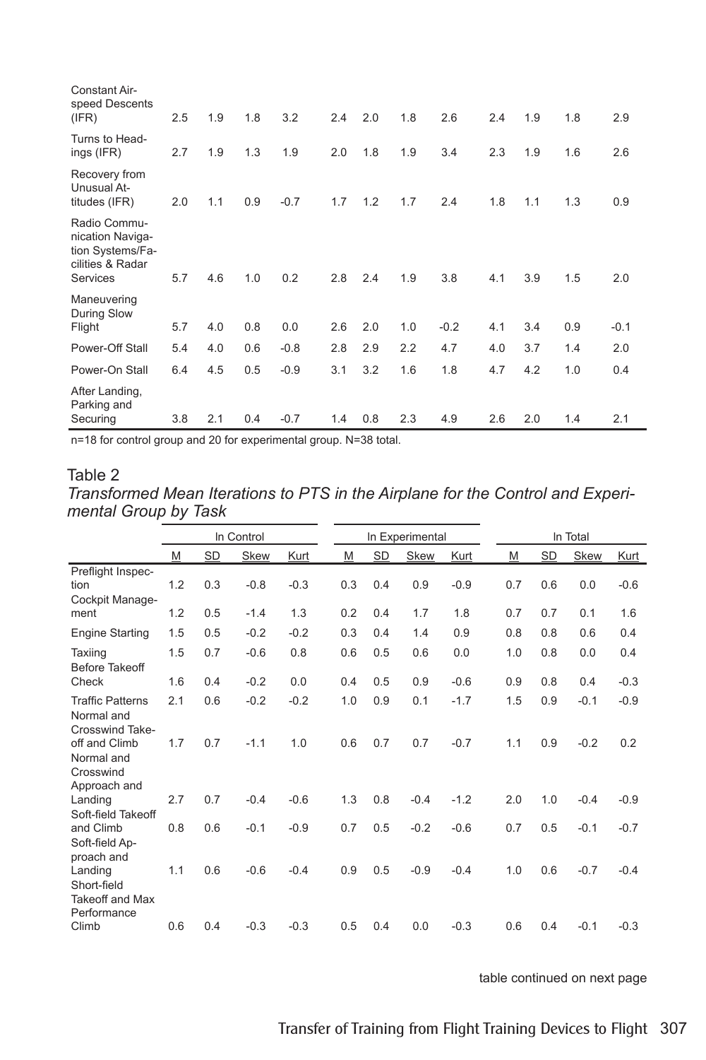| | | | | | | | | | | | | |
|---|---|---|---|---|---|---|---|---|---|---|---|---|
| Constant Airspeed Descents (IFR) | 2.5 | 1.9 | 1.8 | 3.2 | 2.4 | 2.0 | 1.8 | 2.6 | 2.4 | 1.9 | 1.8 | 2.9 |
| Turns to Headings (IFR) | 2.7 | 1.9 | 1.3 | 1.9 | 2.0 | 1.8 | 1.9 | 3.4 | 2.3 | 1.9 | 1.6 | 2.6 |
| Recovery from Unusual Attitudes (IFR) | 2.0 | 1.1 | 0.9 | -0.7 | 1.7 | 1.2 | 1.7 | 2.4 | 1.8 | 1.1 | 1.3 | 0.9 |
| Radio Communication Navigation Systems/Facilities & Radar Services | 5.7 | 4.6 | 1.0 | 0.2 | 2.8 | 2.4 | 1.9 | 3.8 | 4.1 | 3.9 | 1.5 | 2.0 |
| Maneuvering During Slow Flight | 5.7 | 4.0 | 0.8 | 0.0 | 2.6 | 2.0 | 1.0 | -0.2 | 4.1 | 3.4 | 0.9 | -0.1 |
| Power-Off Stall | 5.4 | 4.0 | 0.6 | -0.8 | 2.8 | 2.9 | 2.2 | 4.7 | 4.0 | 3.7 | 1.4 | 2.0 |
| Power-On Stall | 6.4 | 4.5 | 0.5 | -0.9 | 3.1 | 3.2 | 1.6 | 1.8 | 4.7 | 4.2 | 1.0 | 0.4 |
| After Landing, Parking and Securing | 3.8 | 2.1 | 0.4 | -0.7 | 1.4 | 0.8 | 2.3 | 4.9 | 2.6 | 2.0 | 1.4 | 2.1 |

n=18 for control group and 20 for experimental group. N=38 total.

Table 2

*Transformed Mean Iterations to PTS in the Airplane for the Control and Experimental Group by Task*

| | In Control | | | | In Experimental | | | | In Total | | | |
|---|---|---|---|---|---|---|---|---|---|---|---|---|
| | M | SD | Skew | Kurt | M | SD | Skew | Kurt | M | SD | Skew | Kurt |
| Preflight Inspection | 1.2 | 0.3 | -0.8 | -0.3 | 0.3 | 0.4 | 0.9 | -0.9 | 0.7 | 0.6 | 0.0 | -0.6 |
| Cockpit Management | 1.2 | 0.5 | -1.4 | 1.3 | 0.2 | 0.4 | 1.7 | 1.8 | 0.7 | 0.7 | 0.1 | 1.6 |
| Engine Starting | 1.5 | 0.5 | -0.2 | -0.2 | 0.3 | 0.4 | 1.4 | 0.9 | 0.8 | 0.8 | 0.6 | 0.4 |
| Taxiing | 1.5 | 0.7 | -0.6 | 0.8 | 0.6 | 0.5 | 0.6 | 0.0 | 1.0 | 0.8 | 0.0 | 0.4 |
| Before Takeoff Check | 1.6 | 0.4 | -0.2 | 0.0 | 0.4 | 0.5 | 0.9 | -0.6 | 0.9 | 0.8 | 0.4 | -0.3 |
| Traffic Patterns | 2.1 | 0.6 | -0.2 | -0.2 | 1.0 | 0.9 | 0.1 | -1.7 | 1.5 | 0.9 | -0.1 | -0.9 |
| Normal and Crosswind Takeoff and Climb | 1.7 | 0.7 | -1.1 | 1.0 | 0.6 | 0.7 | 0.7 | -0.7 | 1.1 | 0.9 | -0.2 | 0.2 |
| Normal and Crosswind Approach and Landing | 2.7 | 0.7 | -0.4 | -0.6 | 1.3 | 0.8 | -0.4 | -1.2 | 2.0 | 1.0 | -0.4 | -0.9 |
| Soft-field Takeoff and Climb | 0.8 | 0.6 | -0.1 | -0.9 | 0.7 | 0.5 | -0.2 | -0.6 | 0.7 | 0.5 | -0.1 | -0.7 |
| Soft-field Approach and Landing | 1.1 | 0.6 | -0.6 | -0.4 | 0.9 | 0.5 | -0.9 | -0.4 | 1.0 | 0.6 | -0.7 | -0.4 |
| Short-field Takeoff and Max Performance Climb | 0.6 | 0.4 | -0.3 | -0.3 | 0.5 | 0.4 | 0.0 | -0.3 | 0.6 | 0.4 | -0.1 | -0.3 |

table continued on next page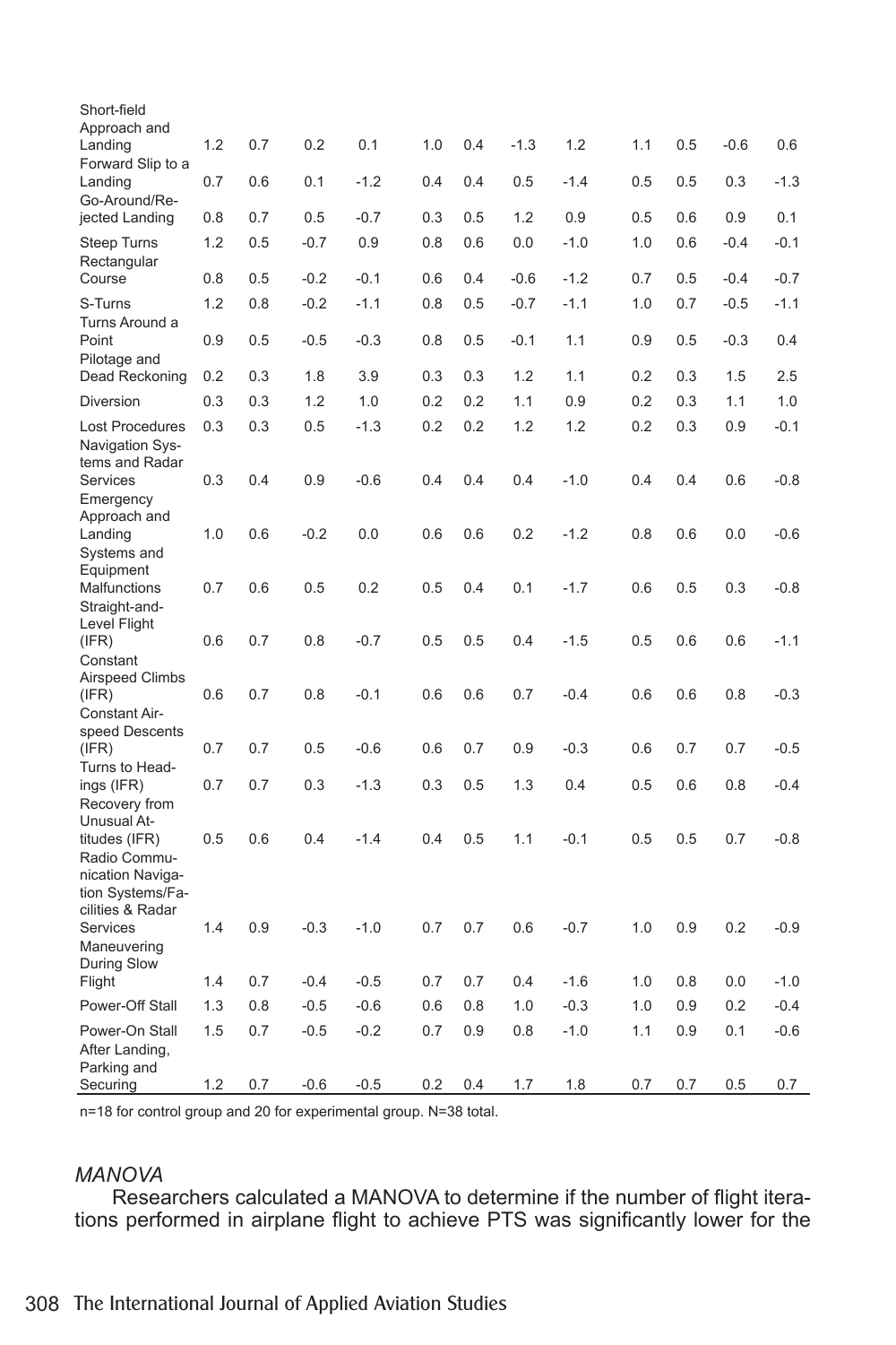| | | | | | | | | | | | | |
|---|---|---|---|---|---|---|---|---|---|---|---|---|
| Short-field Approach and Landing | 1.2 | 0.7 | 0.2 | 0.1 | 1.0 | 0.4 | -1.3 | 1.2 | 1.1 | 0.5 | -0.6 | 0.6 |
| Forward Slip to a Landing | 0.7 | 0.6 | 0.1 | -1.2 | 0.4 | 0.4 | 0.5 | -1.4 | 0.5 | 0.5 | 0.3 | -1.3 |
| Go-Around/Rejected Landing | 0.8 | 0.7 | 0.5 | -0.7 | 0.3 | 0.5 | 1.2 | 0.9 | 0.5 | 0.6 | 0.9 | 0.1 |
| Steep Turns | 1.2 | 0.5 | -0.7 | 0.9 | 0.8 | 0.6 | 0.0 | -1.0 | 1.0 | 0.6 | -0.4 | -0.1 |
| Rectangular Course | 0.8 | 0.5 | -0.2 | -0.1 | 0.6 | 0.4 | -0.6 | -1.2 | 0.7 | 0.5 | -0.4 | -0.7 |
| S-Turns | 1.2 | 0.8 | -0.2 | -1.1 | 0.8 | 0.5 | -0.7 | -1.1 | 1.0 | 0.7 | -0.5 | -1.1 |
| Turns Around a Point | 0.9 | 0.5 | -0.5 | -0.3 | 0.8 | 0.5 | -0.1 | 1.1 | 0.9 | 0.5 | -0.3 | 0.4 |
| Pilotage and Dead Reckoning | 0.2 | 0.3 | 1.8 | 3.9 | 0.3 | 0.3 | 1.2 | 1.1 | 0.2 | 0.3 | 1.5 | 2.5 |
| Diversion | 0.3 | 0.3 | 1.2 | 1.0 | 0.2 | 0.2 | 1.1 | 0.9 | 0.2 | 0.3 | 1.1 | 1.0 |
| Lost Procedures | 0.3 | 0.3 | 0.5 | -1.3 | 0.2 | 0.2 | 1.2 | 1.2 | 0.2 | 0.3 | 0.9 | -0.1 |
| Navigation Systems and Radar Services | 0.3 | 0.4 | 0.9 | -0.6 | 0.4 | 0.4 | 0.4 | -1.0 | 0.4 | 0.4 | 0.6 | -0.8 |
| Emergency Approach and Landing | 1.0 | 0.6 | -0.2 | 0.0 | 0.6 | 0.6 | 0.2 | -1.2 | 0.8 | 0.6 | 0.0 | -0.6 |
| Systems and Equipment Malfunctions | 0.7 | 0.6 | 0.5 | 0.2 | 0.5 | 0.4 | 0.1 | -1.7 | 0.6 | 0.5 | 0.3 | -0.8 |
| Straight-and-Level Flight (IFR) | 0.6 | 0.7 | 0.8 | -0.7 | 0.5 | 0.5 | 0.4 | -1.5 | 0.5 | 0.6 | 0.6 | -1.1 |
| Constant Airspeed Climbs (IFR) | 0.6 | 0.7 | 0.8 | -0.1 | 0.6 | 0.6 | 0.7 | -0.4 | 0.6 | 0.6 | 0.8 | -0.3 |
| Constant Airspeed Descents (IFR) | 0.7 | 0.7 | 0.5 | -0.6 | 0.6 | 0.7 | 0.9 | -0.3 | 0.6 | 0.7 | 0.7 | -0.5 |
| Turns to Headings (IFR) | 0.7 | 0.7 | 0.3 | -1.3 | 0.3 | 0.5 | 1.3 | 0.4 | 0.5 | 0.6 | 0.8 | -0.4 |
| Recovery from Unusual Attitudes (IFR) | 0.5 | 0.6 | 0.4 | -1.4 | 0.4 | 0.5 | 1.1 | -0.1 | 0.5 | 0.5 | 0.7 | -0.8 |
| Radio Communication Navigation Systems/Facilities & Radar Services | 1.4 | 0.9 | -0.3 | -1.0 | 0.7 | 0.7 | 0.6 | -0.7 | 1.0 | 0.9 | 0.2 | -0.9 |
| Maneuvering During Slow Flight | 1.4 | 0.7 | -0.4 | -0.5 | 0.7 | 0.7 | 0.4 | -1.6 | 1.0 | 0.8 | 0.0 | -1.0 |
| Power-Off Stall | 1.3 | 0.8 | -0.5 | -0.6 | 0.6 | 0.8 | 1.0 | -0.3 | 1.0 | 0.9 | 0.2 | -0.4 |
| Power-On Stall | 1.5 | 0.7 | -0.5 | -0.2 | 0.7 | 0.9 | 0.8 | -1.0 | 1.1 | 0.9 | 0.1 | -0.6 |
| After Landing, Parking and Securing | 1.2 | 0.7 | -0.6 | -0.5 | 0.2 | 0.4 | 1.7 | 1.8 | 0.7 | 0.7 | 0.5 | 0.7 |

n=18 for control group and 20 for experimental group. N=38 total.

### *MANOVA*

Researchers calculated a MANOVA to determine if the number of flight iterations performed in airplane flight to achieve PTS was significantly lower for the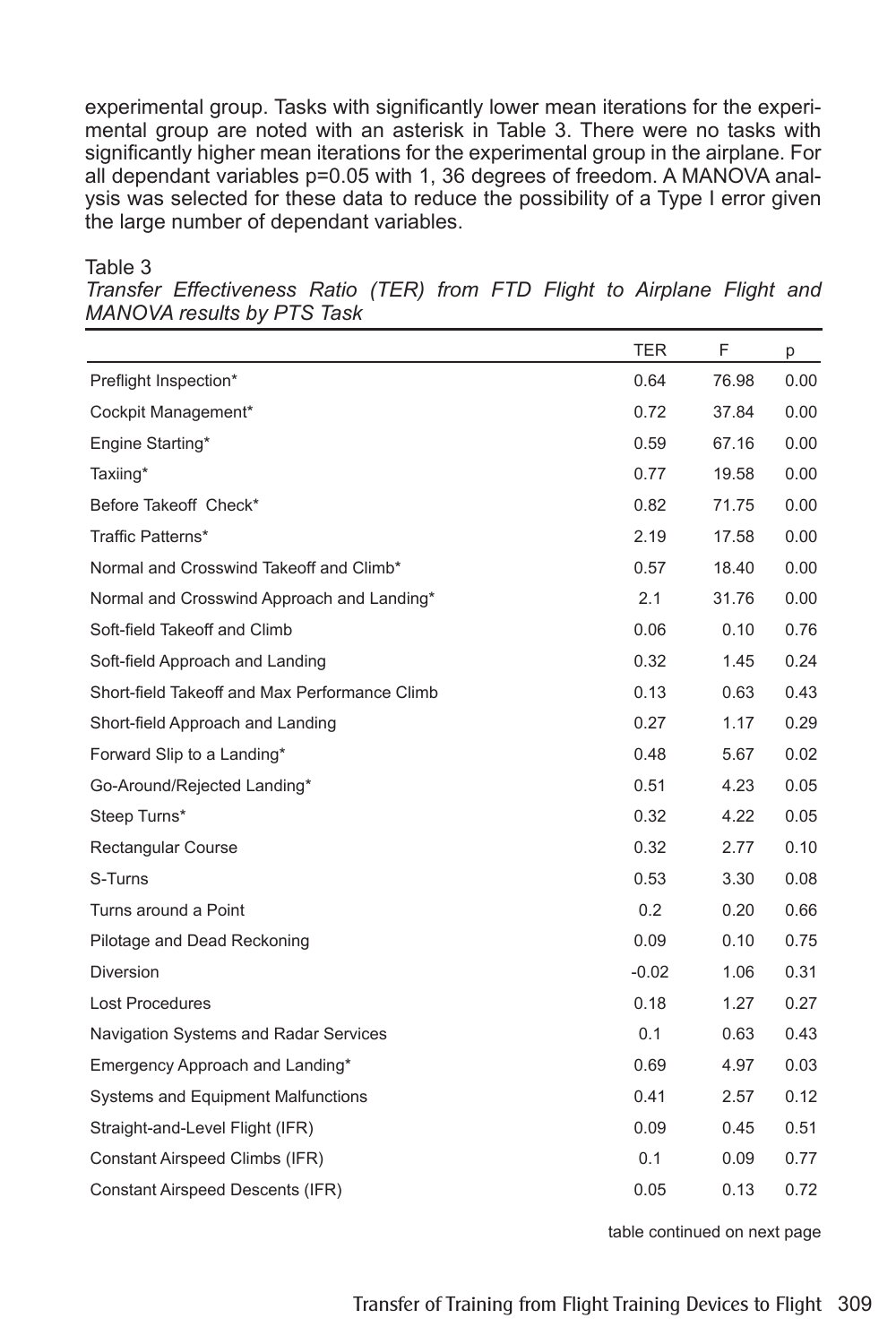experimental group. Tasks with significantly lower mean iterations for the experimental group are noted with an asterisk in Table 3. There were no tasks with significantly higher mean iterations for the experimental group in the airplane. For all dependant variables p=0.05 with 1, 36 degrees of freedom. A MANOVA analysis was selected for these data to reduce the possibility of a Type I error given the large number of dependant variables.

Table 3

*Transfer Effectiveness Ratio (TER) from FTD Flight to Airplane Flight and MANOVA results by PTS Task*

| | TER | F | p |
|---|---|---|---|
| Preflight Inspection* | 0.64 | 76.98 | 0.00 |
| Cockpit Management* | 0.72 | 37.84 | 0.00 |
| Engine Starting* | 0.59 | 67.16 | 0.00 |
| Taxiing* | 0.77 | 19.58 | 0.00 |
| Before Takeoff Check* | 0.82 | 71.75 | 0.00 |
| Traffic Patterns* | 2.19 | 17.58 | 0.00 |
| Normal and Crosswind Takeoff and Climb* | 0.57 | 18.40 | 0.00 |
| Normal and Crosswind Approach and Landing* | 2.1 | 31.76 | 0.00 |
| Soft-field Takeoff and Climb | 0.06 | 0.10 | 0.76 |
| Soft-field Approach and Landing | 0.32 | 1.45 | 0.24 |
| Short-field Takeoff and Max Performance Climb | 0.13 | 0.63 | 0.43 |
| Short-field Approach and Landing | 0.27 | 1.17 | 0.29 |
| Forward Slip to a Landing* | 0.48 | 5.67 | 0.02 |
| Go-Around/Rejected Landing* | 0.51 | 4.23 | 0.05 |
| Steep Turns* | 0.32 | 4.22 | 0.05 |
| Rectangular Course | 0.32 | 2.77 | 0.10 |
| S-Turns | 0.53 | 3.30 | 0.08 |
| Turns around a Point | 0.2 | 0.20 | 0.66 |
| Pilotage and Dead Reckoning | 0.09 | 0.10 | 0.75 |
| Diversion | -0.02 | 1.06 | 0.31 |
| Lost Procedures | 0.18 | 1.27 | 0.27 |
| Navigation Systems and Radar Services | 0.1 | 0.63 | 0.43 |
| Emergency Approach and Landing* | 0.69 | 4.97 | 0.03 |
| Systems and Equipment Malfunctions | 0.41 | 2.57 | 0.12 |
| Straight-and-Level Flight (IFR) | 0.09 | 0.45 | 0.51 |
| Constant Airspeed Climbs (IFR) | 0.1 | 0.09 | 0.77 |
| Constant Airspeed Descents (IFR) | 0.05 | 0.13 | 0.72 |

table continued on next page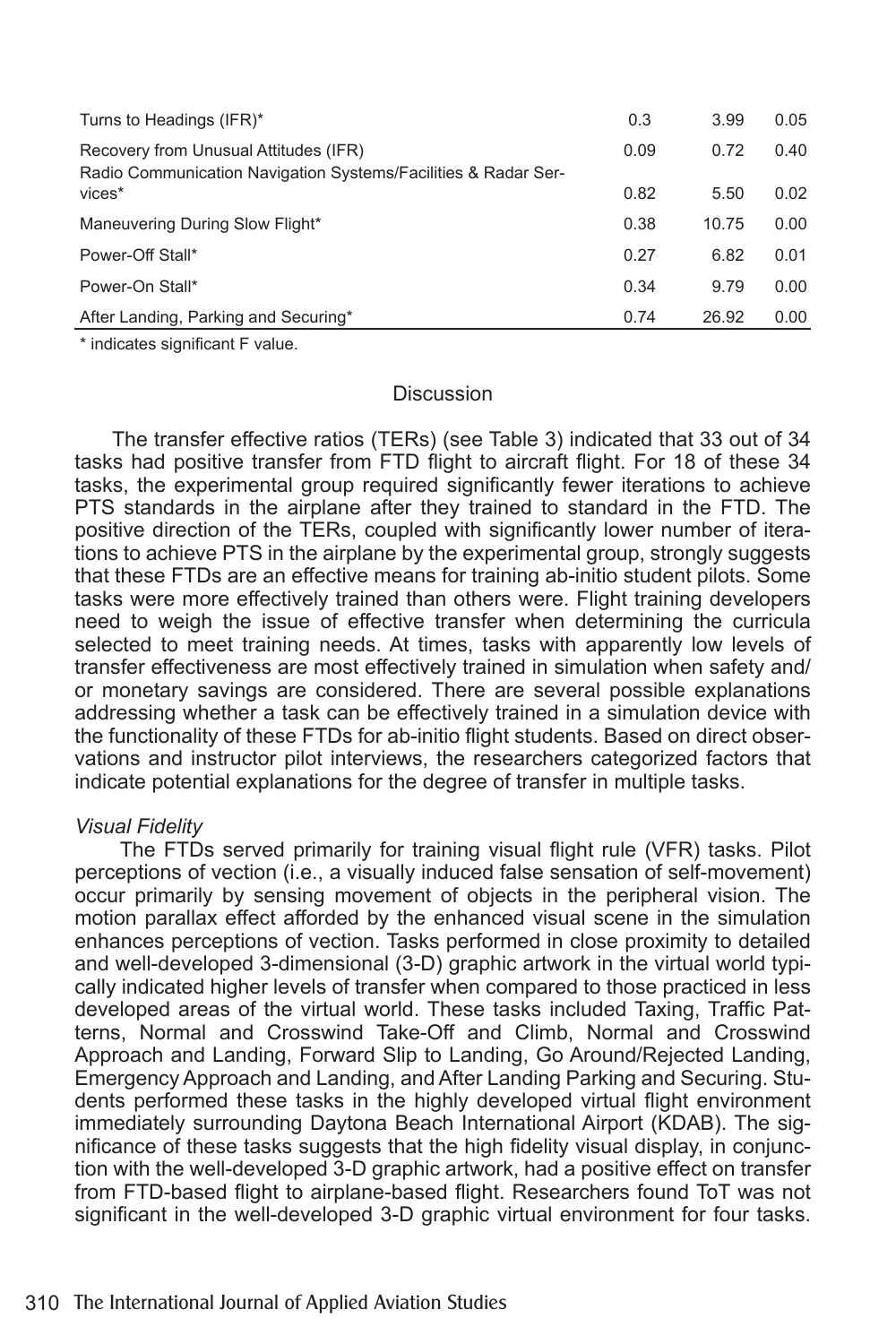| | | | |
|---|---|---|---|
| Turns to Headings (IFR)* | 0.3 | 3.99 | 0.05 |
| Recovery from Unusual Attitudes (IFR) | 0.09 | 0.72 | 0.40 |
| Radio Communication Navigation Systems/Facilities & Radar Services* | 0.82 | 5.50 | 0.02 |
| Maneuvering During Slow Flight* | 0.38 | 10.75 | 0.00 |
| Power-Off Stall* | 0.27 | 6.82 | 0.01 |
| Power-On Stall* | 0.34 | 9.79 | 0.00 |
| After Landing, Parking and Securing* | 0.74 | 26.92 | 0.00 |

\* indicates significant F value.

## Discussion

The transfer effective ratios (TERs) (see Table 3) indicated that 33 out of 34 tasks had positive transfer from FTD flight to aircraft flight. For 18 of these 34 tasks, the experimental group required significantly fewer iterations to achieve PTS standards in the airplane after they trained to standard in the FTD. The positive direction of the TERs, coupled with significantly lower number of iterations to achieve PTS in the airplane by the experimental group, strongly suggests that these FTDs are an effective means for training ab-initio student pilots. Some tasks were more effectively trained than others were. Flight training developers need to weigh the issue of effective transfer when determining the curricula selected to meet training needs. At times, tasks with apparently low levels of transfer effectiveness are most effectively trained in simulation when safety and/or monetary savings are considered. There are several possible explanations addressing whether a task can be effectively trained in a simulation device with the functionality of these FTDs for ab-initio flight students. Based on direct observations and instructor pilot interviews, the researchers categorized factors that indicate potential explanations for the degree of transfer in multiple tasks.

### *Visual Fidelity*

The FTDs served primarily for training visual flight rule (VFR) tasks. Pilot perceptions of vection (i.e., a visually induced false sensation of self-movement) occur primarily by sensing movement of objects in the peripheral vision. The motion parallax effect afforded by the enhanced visual scene in the simulation enhances perceptions of vection. Tasks performed in close proximity to detailed and well-developed 3-dimensional (3-D) graphic artwork in the virtual world typically indicated higher levels of transfer when compared to those practiced in less developed areas of the virtual world. These tasks included Taxing, Traffic Patterns, Normal and Crosswind Take-Off and Climb, Normal and Crosswind Approach and Landing, Forward Slip to Landing, Go Around/Rejected Landing, Emergency Approach and Landing, and After Landing Parking and Securing. Students performed these tasks in the highly developed virtual flight environment immediately surrounding Daytona Beach International Airport (KDAB). The significance of these tasks suggests that the high fidelity visual display, in conjunction with the well-developed 3-D graphic artwork, had a positive effect on transfer from FTD-based flight to airplane-based flight. Researchers found ToT was not significant in the well-developed 3-D graphic virtual environment for four tasks.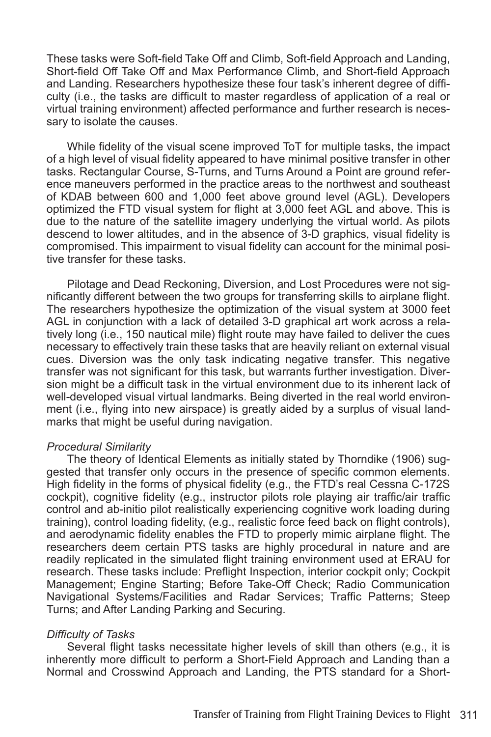These tasks were Soft-field Take Off and Climb, Soft-field Approach and Landing, Short-field Off Take Off and Max Performance Climb, and Short-field Approach and Landing. Researchers hypothesize these four task's inherent degree of difficulty (i.e., the tasks are difficult to master regardless of application of a real or virtual training environment) affected performance and further research is necessary to isolate the causes.

While fidelity of the visual scene improved ToT for multiple tasks, the impact of a high level of visual fidelity appeared to have minimal positive transfer in other tasks. Rectangular Course, S-Turns, and Turns Around a Point are ground reference maneuvers performed in the practice areas to the northwest and southeast of KDAB between 600 and 1,000 feet above ground level (AGL). Developers optimized the FTD visual system for flight at 3,000 feet AGL and above. This is due to the nature of the satellite imagery underlying the virtual world. As pilots descend to lower altitudes, and in the absence of 3-D graphics, visual fidelity is compromised. This impairment to visual fidelity can account for the minimal positive transfer for these tasks.

Pilotage and Dead Reckoning, Diversion, and Lost Procedures were not significantly different between the two groups for transferring skills to airplane flight. The researchers hypothesize the optimization of the visual system at 3000 feet AGL in conjunction with a lack of detailed 3-D graphical art work across a relatively long (i.e., 150 nautical mile) flight route may have failed to deliver the cues necessary to effectively train these tasks that are heavily reliant on external visual cues. Diversion was the only task indicating negative transfer. This negative transfer was not significant for this task, but warrants further investigation. Diversion might be a difficult task in the virtual environment due to its inherent lack of well-developed visual virtual landmarks. Being diverted in the real world environment (i.e., flying into new airspace) is greatly aided by a surplus of visual landmarks that might be useful during navigation.

*Procedural Similarity*

The theory of Identical Elements as initially stated by Thorndike (1906) suggested that transfer only occurs in the presence of specific common elements. High fidelity in the forms of physical fidelity (e.g., the FTD's real Cessna C-172S cockpit), cognitive fidelity (e.g., instructor pilots role playing air traffic/air traffic control and ab-initio pilot realistically experiencing cognitive work loading during training), control loading fidelity, (e.g., realistic force feed back on flight controls), and aerodynamic fidelity enables the FTD to properly mimic airplane flight. The researchers deem certain PTS tasks are highly procedural in nature and are readily replicated in the simulated flight training environment used at ERAU for research. These tasks include: Preflight Inspection, interior cockpit only; Cockpit Management; Engine Starting; Before Take-Off Check; Radio Communication Navigational Systems/Facilities and Radar Services; Traffic Patterns; Steep Turns; and After Landing Parking and Securing.

*Difficulty of Tasks*

Several flight tasks necessitate higher levels of skill than others (e.g., it is inherently more difficult to perform a Short-Field Approach and Landing than a Normal and Crosswind Approach and Landing, the PTS standard for a Short-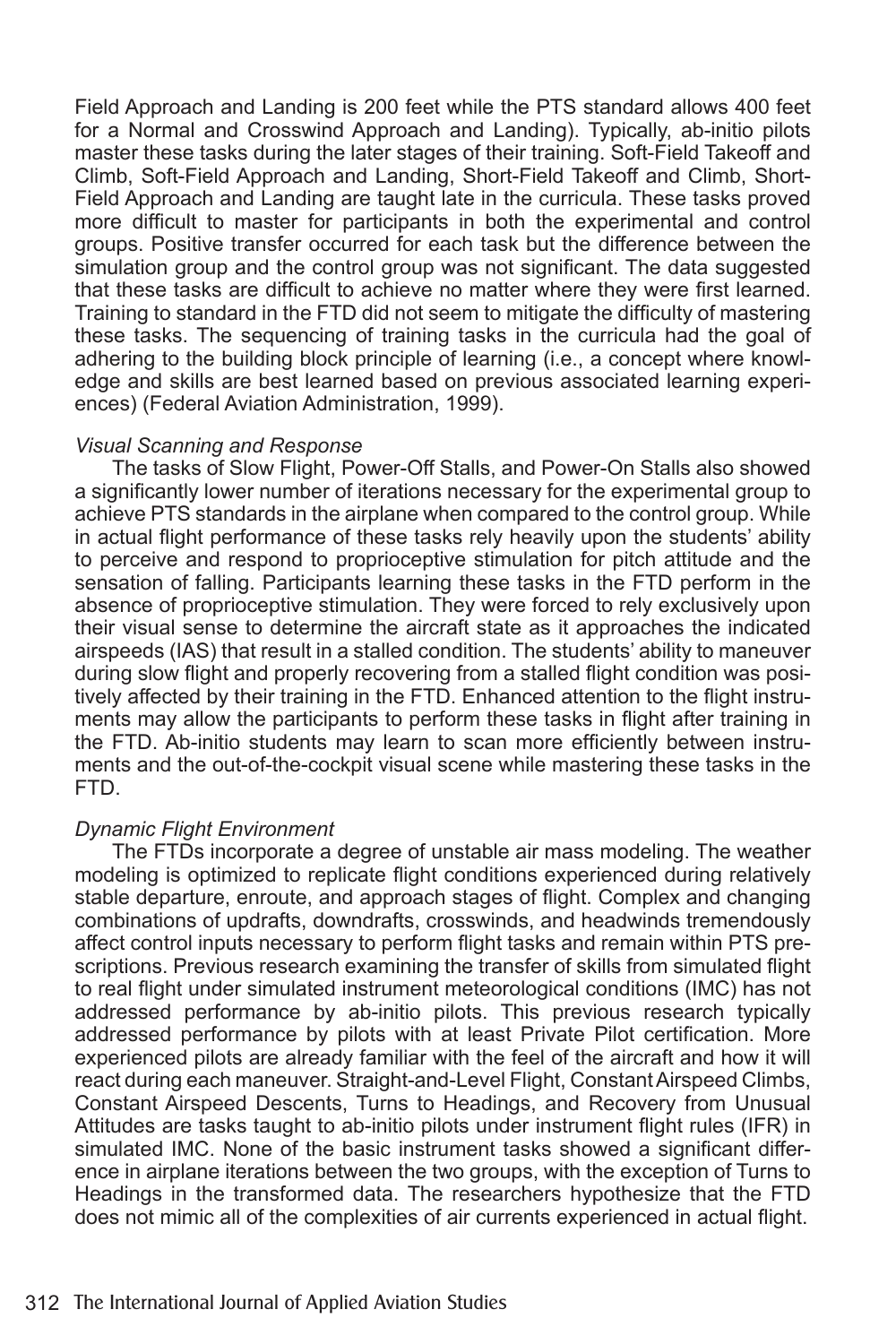Field Approach and Landing is 200 feet while the PTS standard allows 400 feet for a Normal and Crosswind Approach and Landing). Typically, ab-initio pilots master these tasks during the later stages of their training. Soft-Field Takeoff and Climb, Soft-Field Approach and Landing, Short-Field Takeoff and Climb, Short-Field Approach and Landing are taught late in the curricula. These tasks proved more difficult to master for participants in both the experimental and control groups. Positive transfer occurred for each task but the difference between the simulation group and the control group was not significant. The data suggested that these tasks are difficult to achieve no matter where they were first learned. Training to standard in the FTD did not seem to mitigate the difficulty of mastering these tasks. The sequencing of training tasks in the curricula had the goal of adhering to the building block principle of learning (i.e., a concept where knowledge and skills are best learned based on previous associated learning experiences) (Federal Aviation Administration, 1999).

*Visual Scanning and Response*

The tasks of Slow Flight, Power-Off Stalls, and Power-On Stalls also showed a significantly lower number of iterations necessary for the experimental group to achieve PTS standards in the airplane when compared to the control group. While in actual flight performance of these tasks rely heavily upon the students' ability to perceive and respond to proprioceptive stimulation for pitch attitude and the sensation of falling. Participants learning these tasks in the FTD perform in the absence of proprioceptive stimulation. They were forced to rely exclusively upon their visual sense to determine the aircraft state as it approaches the indicated airspeeds (IAS) that result in a stalled condition. The students' ability to maneuver during slow flight and properly recovering from a stalled flight condition was positively affected by their training in the FTD. Enhanced attention to the flight instruments may allow the participants to perform these tasks in flight after training in the FTD. Ab-initio students may learn to scan more efficiently between instruments and the out-of-the-cockpit visual scene while mastering these tasks in the FTD.

*Dynamic Flight Environment*

The FTDs incorporate a degree of unstable air mass modeling. The weather modeling is optimized to replicate flight conditions experienced during relatively stable departure, enroute, and approach stages of flight. Complex and changing combinations of updrafts, downdrafts, crosswinds, and headwinds tremendously affect control inputs necessary to perform flight tasks and remain within PTS prescriptions. Previous research examining the transfer of skills from simulated flight to real flight under simulated instrument meteorological conditions (IMC) has not addressed performance by ab-initio pilots. This previous research typically addressed performance by pilots with at least Private Pilot certification. More experienced pilots are already familiar with the feel of the aircraft and how it will react during each maneuver. Straight-and-Level Flight, Constant Airspeed Climbs, Constant Airspeed Descents, Turns to Headings, and Recovery from Unusual Attitudes are tasks taught to ab-initio pilots under instrument flight rules (IFR) in simulated IMC. None of the basic instrument tasks showed a significant difference in airplane iterations between the two groups, with the exception of Turns to Headings in the transformed data. The researchers hypothesize that the FTD does not mimic all of the complexities of air currents experienced in actual flight.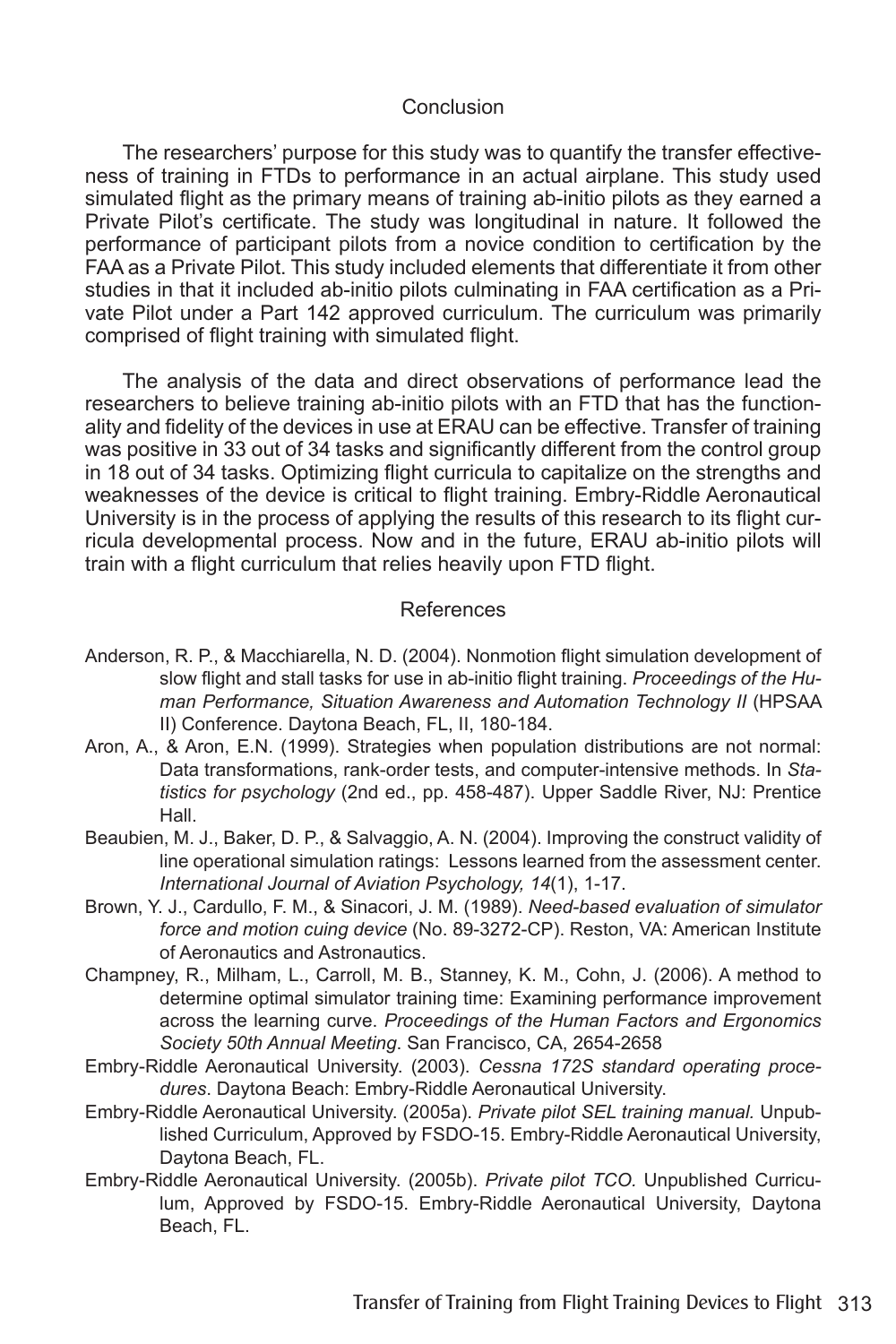## Conclusion

The researchers' purpose for this study was to quantify the transfer effectiveness of training in FTDs to performance in an actual airplane. This study used simulated flight as the primary means of training ab-initio pilots as they earned a Private Pilot's certificate. The study was longitudinal in nature. It followed the performance of participant pilots from a novice condition to certification by the FAA as a Private Pilot. This study included elements that differentiate it from other studies in that it included ab-initio pilots culminating in FAA certification as a Private Pilot under a Part 142 approved curriculum. The curriculum was primarily comprised of flight training with simulated flight.

The analysis of the data and direct observations of performance lead the researchers to believe training ab-initio pilots with an FTD that has the functionality and fidelity of the devices in use at ERAU can be effective. Transfer of training was positive in 33 out of 34 tasks and significantly different from the control group in 18 out of 34 tasks. Optimizing flight curricula to capitalize on the strengths and weaknesses of the device is critical to flight training. Embry-Riddle Aeronautical University is in the process of applying the results of this research to its flight curricula developmental process. Now and in the future, ERAU ab-initio pilots will train with a flight curriculum that relies heavily upon FTD flight.

## References

Anderson, R. P., & Macchiarella, N. D. (2004). Nonmotion flight simulation development of slow flight and stall tasks for use in ab-initio flight training. *Proceedings of the Human Performance, Situation Awareness and Automation Technology II* (HPSAA II) Conference. Daytona Beach, FL, II, 180-184.

Aron, A., & Aron, E.N. (1999). Strategies when population distributions are not normal: Data transformations, rank-order tests, and computer-intensive methods. In *Statistics for psychology* (2nd ed., pp. 458-487). Upper Saddle River, NJ: Prentice Hall.

Beaubien, M. J., Baker, D. P., & Salvaggio, A. N. (2004). Improving the construct validity of line operational simulation ratings: Lessons learned from the assessment center. *International Journal of Aviation Psychology, 14*(1), 1-17.

Brown, Y. J., Cardullo, F. M., & Sinacori, J. M. (1989). *Need-based evaluation of simulator force and motion cuing device* (No. 89-3272-CP). Reston, VA: American Institute of Aeronautics and Astronautics.

Champney, R., Milham, L., Carroll, M. B., Stanney, K. M., Cohn, J. (2006). A method to determine optimal simulator training time: Examining performance improvement across the learning curve. *Proceedings of the Human Factors and Ergonomics Society 50th Annual Meeting*. San Francisco, CA, 2654-2658

Embry-Riddle Aeronautical University. (2003). *Cessna 172S standard operating procedures*. Daytona Beach: Embry-Riddle Aeronautical University.

Embry-Riddle Aeronautical University. (2005a). *Private pilot SEL training manual.* Unpublished Curriculum, Approved by FSDO-15. Embry-Riddle Aeronautical University, Daytona Beach, FL.

Embry-Riddle Aeronautical University. (2005b). *Private pilot TCO.* Unpublished Curriculum, Approved by FSDO-15. Embry-Riddle Aeronautical University, Daytona Beach, FL.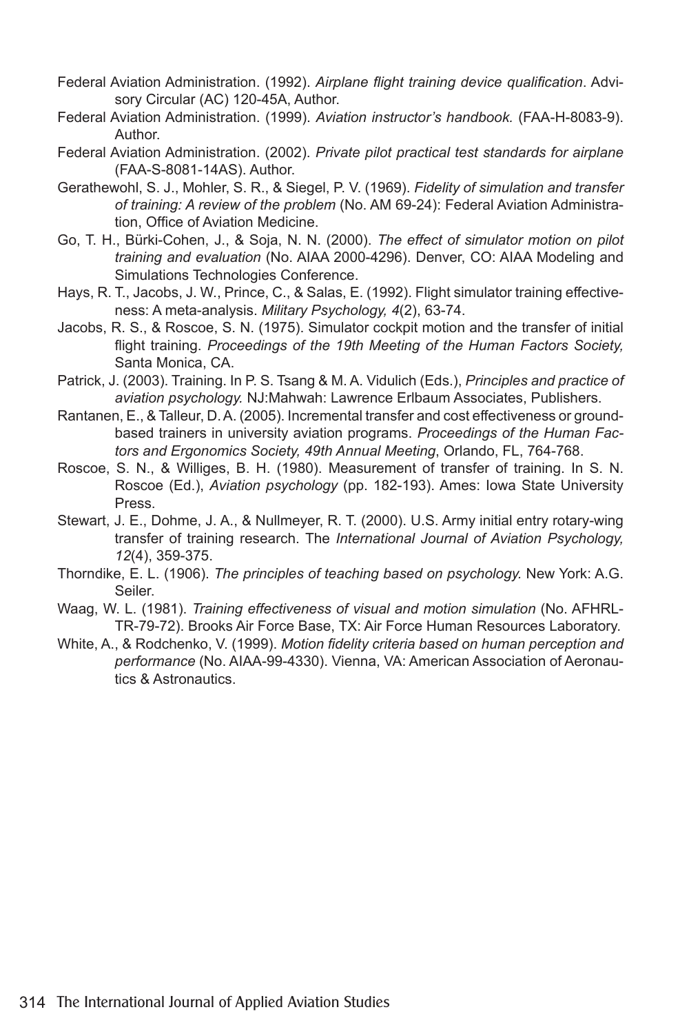Federal Aviation Administration. (1992). *Airplane flight training device qualification*. Advisory Circular (AC) 120-45A, Author.

Federal Aviation Administration. (1999). *Aviation instructor's handbook.* (FAA-H-8083-9). Author.

Federal Aviation Administration. (2002). *Private pilot practical test standards for airplane* (FAA-S-8081-14AS). Author.

Gerathewohl, S. J., Mohler, S. R., & Siegel, P. V. (1969). *Fidelity of simulation and transfer of training: A review of the problem* (No. AM 69-24): Federal Aviation Administration, Office of Aviation Medicine.

Go, T. H., Bürki-Cohen, J., & Soja, N. N. (2000). *The effect of simulator motion on pilot training and evaluation* (No. AIAA 2000-4296). Denver, CO: AIAA Modeling and Simulations Technologies Conference.

Hays, R. T., Jacobs, J. W., Prince, C., & Salas, E. (1992). Flight simulator training effectiveness: A meta-analysis. *Military Psychology, 4*(2), 63-74.

Jacobs, R. S., & Roscoe, S. N. (1975). Simulator cockpit motion and the transfer of initial flight training. *Proceedings of the 19th Meeting of the Human Factors Society,* Santa Monica, CA.

Patrick, J. (2003). Training. In P. S. Tsang & M. A. Vidulich (Eds.), *Principles and practice of aviation psychology.* NJ:Mahwah: Lawrence Erlbaum Associates, Publishers.

Rantanen, E., & Talleur, D. A. (2005). Incremental transfer and cost effectiveness or ground-based trainers in university aviation programs. *Proceedings of the Human Factors and Ergonomics Society, 49th Annual Meeting*, Orlando, FL, 764-768.

Roscoe, S. N., & Williges, B. H. (1980). Measurement of transfer of training. In S. N. Roscoe (Ed.), *Aviation psychology* (pp. 182-193). Ames: Iowa State University Press.

Stewart, J. E., Dohme, J. A., & Nullmeyer, R. T. (2000). U.S. Army initial entry rotary-wing transfer of training research. The *International Journal of Aviation Psychology, 12*(4), 359-375.

Thorndike, E. L. (1906). *The principles of teaching based on psychology.* New York: A.G. Seiler.

Waag, W. L. (1981). *Training effectiveness of visual and motion simulation* (No. AFHRL-TR-79-72). Brooks Air Force Base, TX: Air Force Human Resources Laboratory.

White, A., & Rodchenko, V. (1999). *Motion fidelity criteria based on human perception and performance* (No. AIAA-99-4330). Vienna, VA: American Association of Aeronautics & Astronautics.